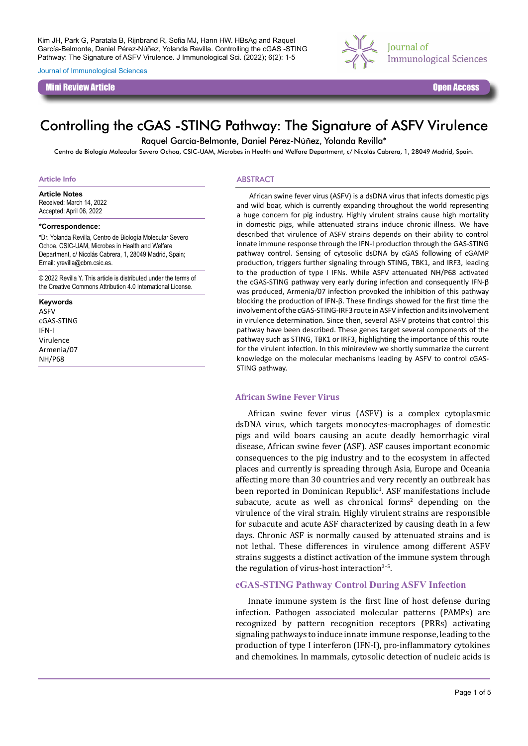Kim JH, Park G, Paratala B, Rijnbrand R, Sofia MJ, Hann HW. HBsAg and Raquel García-Belmonte, Daniel Pérez-Núñez, Yolanda Revilla. Controlling the cGAS -STING Pathway: The Signature of ASFV Virulence. J Immunological Sci. (2022); 6(2): 1-5

Journal of Immunological Sciences

**Mini Review Article** | **Open Access**

# Controlling the cGAS -STING Pathway: The Signature of ASFV Virulence

Raquel García-Belmonte, Daniel Pérez-Núñez, Yolanda Revilla*

Centro de Biología Molecular Severo Ochoa, CSIC-UAM, Microbes in Health and Welfare Department, c/ Nicolás Cabrera, 1, 28049 Madrid, Spain.

### Article Info

**Article Notes**
Received: March 14, 2022
Accepted: April 06, 2022

***Correspondence:**
*Dr. Yolanda Revilla, Centro de Biología Molecular Severo Ochoa, CSIC-UAM, Microbes in Health and Welfare Department, c/ Nicolás Cabrera, 1, 28049 Madrid, Spain;
Email: yrevilla@cbm.csic.es.

© 2022 Revilla Y. This article is distributed under the terms of the Creative Commons Attribution 4.0 International License.

**Keywords**
ASFV
cGAS-STING
IFN-I
Virulence
Armenia/07
NH/P68

### ABSTRACT

African swine fever virus (ASFV) is a dsDNA virus that infects domestic pigs and wild boar, which is currently expanding throughout the world representing a huge concern for pig industry. Highly virulent strains cause high mortality in domestic pigs, while attenuated strains induce chronic illness. We have described that virulence of ASFV strains depends on their ability to control innate immune response through the IFN-I production through the GAS-STING pathway control. Sensing of cytosolic dsDNA by cGAS following of cGAMP production, triggers further signaling through STING, TBK1, and IRF3, leading to the production of type I IFNs. While ASFV attenuated NH/P68 activated the cGAS-STING pathway very early during infection and consequently IFN-β was produced, Armenia/07 infection provoked the inhibition of this pathway blocking the production of IFN-β. These findings showed for the first time the involvement of the cGAS-STING-IRF3 route in ASFV infection and its involvement in virulence determination. Since then, several ASFV proteins that control this pathway have been described. These genes target several components of the pathway such as STING, TBK1 or IRF3, highlighting the importance of this route for the virulent infection. In this minireview we shortly summarize the current knowledge on the molecular mechanisms leading by ASFV to control cGAS-STING pathway.

## African Swine Fever Virus

African swine fever virus (ASFV) is a complex cytoplasmic dsDNA virus, which targets monocytes-macrophages of domestic pigs and wild boars causing an acute deadly hemorrhagic viral disease, African swine fever (ASF). ASF causes important economic consequences to the pig industry and to the ecosystem in affected places and currently is spreading through Asia, Europe and Oceania affecting more than 30 countries and very recently an outbreak has been reported in Dominican Republic[1]. ASF manifestations include subacute, acute as well as chronical forms[2] depending on the virulence of the viral strain. Highly virulent strains are responsible for subacute and acute ASF characterized by causing death in a few days. Chronic ASF is normally caused by attenuated strains and is not lethal. These differences in virulence among different ASFV strains suggests a distinct activation of the immune system through the regulation of virus-host interaction[3–5].

## cGAS-STING Pathway Control During ASFV Infection

Innate immune system is the first line of host defense during infection. Pathogen associated molecular patterns (PAMPs) are recognized by pattern recognition receptors (PRRs) activating signaling pathways to induce innate immune response, leading to the production of type I interferon (IFN-I), pro-inflammatory cytokines and chemokines. In mammals, cytosolic detection of nucleic acids is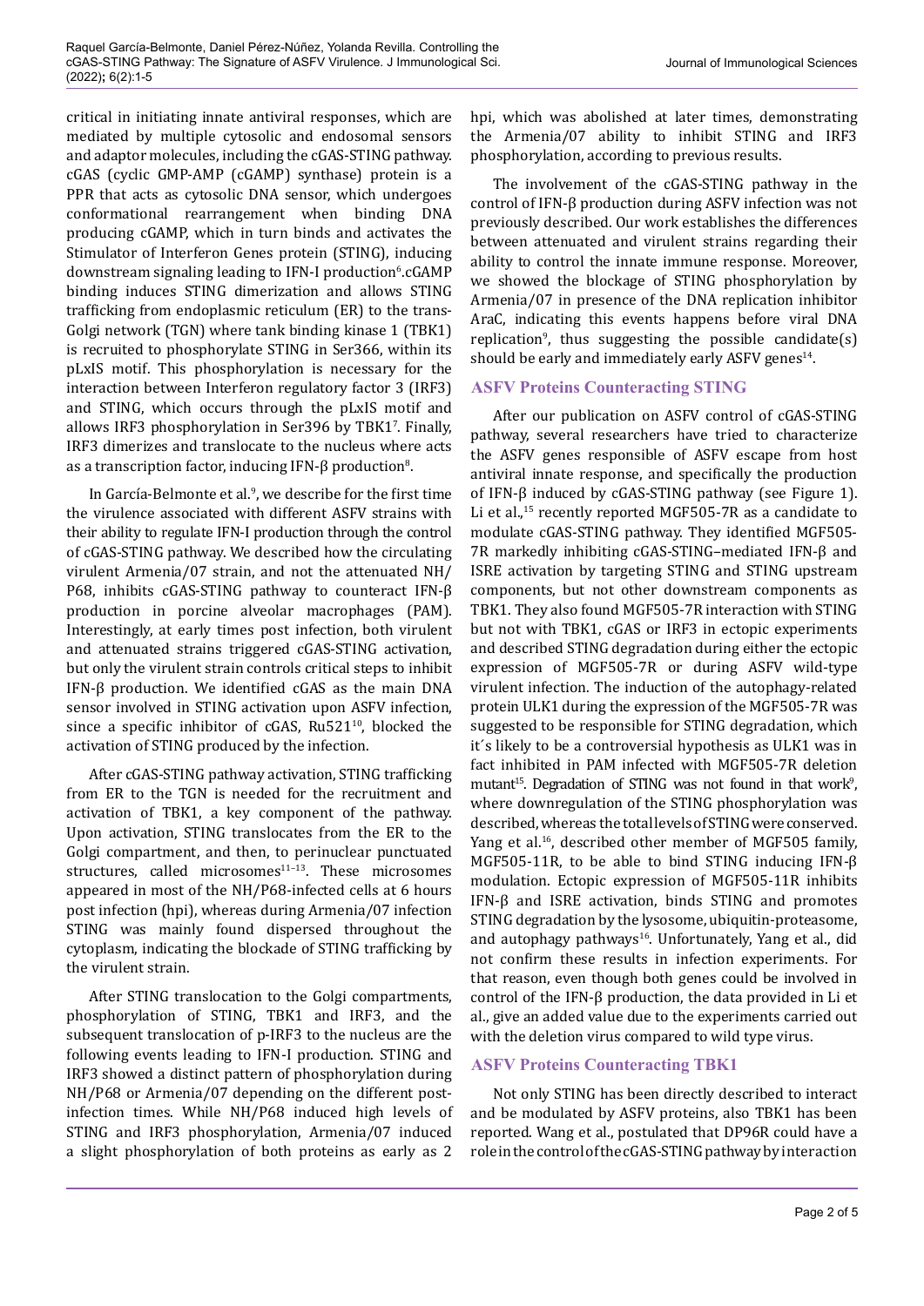critical in initiating innate antiviral responses, which are mediated by multiple cytosolic and endosomal sensors and adaptor molecules, including the cGAS-STING pathway. cGAS (cyclic GMP-AMP (cGAMP) synthase) protein is a PPR that acts as cytosolic DNA sensor, which undergoes conformational rearrangement when binding DNA producing cGAMP, which in turn binds and activates the Stimulator of Interferon Genes protein (STING), inducing downstream signaling leading to IFN-I production[6].cGAMP binding induces STING dimerization and allows STING trafficking from endoplasmic reticulum (ER) to the trans-Golgi network (TGN) where tank binding kinase 1 (TBK1) is recruited to phosphorylate STING in Ser366, within its pLxIS motif. This phosphorylation is necessary for the interaction between Interferon regulatory factor 3 (IRF3) and STING, which occurs through the pLxIS motif and allows IRF3 phosphorylation in Ser396 by TBK1[7]. Finally, IRF3 dimerizes and translocate to the nucleus where acts as a transcription factor, inducing IFN-β production[8].

In García-Belmonte et al.[9], we describe for the first time the virulence associated with different ASFV strains with their ability to regulate IFN-I production through the control of cGAS-STING pathway. We described how the circulating virulent Armenia/07 strain, and not the attenuated NH/P68, inhibits cGAS-STING pathway to counteract IFN-β production in porcine alveolar macrophages (PAM). Interestingly, at early times post infection, both virulent and attenuated strains triggered cGAS-STING activation, but only the virulent strain controls critical steps to inhibit IFN-β production. We identified cGAS as the main DNA sensor involved in STING activation upon ASFV infection, since a specific inhibitor of cGAS, Ru521[10], blocked the activation of STING produced by the infection.

After cGAS-STING pathway activation, STING trafficking from ER to the TGN is needed for the recruitment and activation of TBK1, a key component of the pathway. Upon activation, STING translocates from the ER to the Golgi compartment, and then, to perinuclear punctuated structures, called microsomes[11–13]. These microsomes appeared in most of the NH/P68-infected cells at 6 hours post infection (hpi), whereas during Armenia/07 infection STING was mainly found dispersed throughout the cytoplasm, indicating the blockade of STING trafficking by the virulent strain.

After STING translocation to the Golgi compartments, phosphorylation of STING, TBK1 and IRF3, and the subsequent translocation of p-IRF3 to the nucleus are the following events leading to IFN-I production. STING and IRF3 showed a distinct pattern of phosphorylation during NH/P68 or Armenia/07 depending on the different post-infection times. While NH/P68 induced high levels of STING and IRF3 phosphorylation, Armenia/07 induced a slight phosphorylation of both proteins as early as 2 hpi, which was abolished at later times, demonstrating the Armenia/07 ability to inhibit STING and IRF3 phosphorylation, according to previous results.

The involvement of the cGAS-STING pathway in the control of IFN-β production during ASFV infection was not previously described. Our work establishes the differences between attenuated and virulent strains regarding their ability to control the innate immune response. Moreover, we showed the blockage of STING phosphorylation by Armenia/07 in presence of the DNA replication inhibitor AraC, indicating this events happens before viral DNA replication[9], thus suggesting the possible candidate(s) should be early and immediately early ASFV genes[14].

## ASFV Proteins Counteracting STING

After our publication on ASFV control of cGAS-STING pathway, several researchers have tried to characterize the ASFV genes responsible of ASFV escape from host antiviral innate response, and specifically the production of IFN-β induced by cGAS-STING pathway (see Figure 1). Li et al.,[15] recently reported MGF505-7R as a candidate to modulate cGAS-STING pathway. They identified MGF505-7R markedly inhibiting cGAS-STING–mediated IFN-β and ISRE activation by targeting STING and STING upstream components, but not other downstream components as TBK1. They also found MGF505-7R interaction with STING but not with TBK1, cGAS or IRF3 in ectopic experiments and described STING degradation during either the ectopic expression of MGF505-7R or during ASFV wild-type virulent infection. The induction of the autophagy-related protein ULK1 during the expression of the MGF505-7R was suggested to be responsible for STING degradation, which it´s likely to be a controversial hypothesis as ULK1 was in fact inhibited in PAM infected with MGF505-7R deletion mutant[15]. Degradation of STING was not found in that work[9], where downregulation of the STING phosphorylation was described, whereas the total levels of STING were conserved. Yang et al.[16], described other member of MGF505 family, MGF505-11R, to be able to bind STING inducing IFN-β modulation. Ectopic expression of MGF505-11R inhibits IFN-β and ISRE activation, binds STING and promotes STING degradation by the lysosome, ubiquitin-proteasome, and autophagy pathways[16]. Unfortunately, Yang et al., did not confirm these results in infection experiments. For that reason, even though both genes could be involved in control of the IFN-β production, the data provided in Li et al., give an added value due to the experiments carried out with the deletion virus compared to wild type virus.

## ASFV Proteins Counteracting TBK1

Not only STING has been directly described to interact and be modulated by ASFV proteins, also TBK1 has been reported. Wang et al., postulated that DP96R could have a role in the control of the cGAS-STING pathway by interaction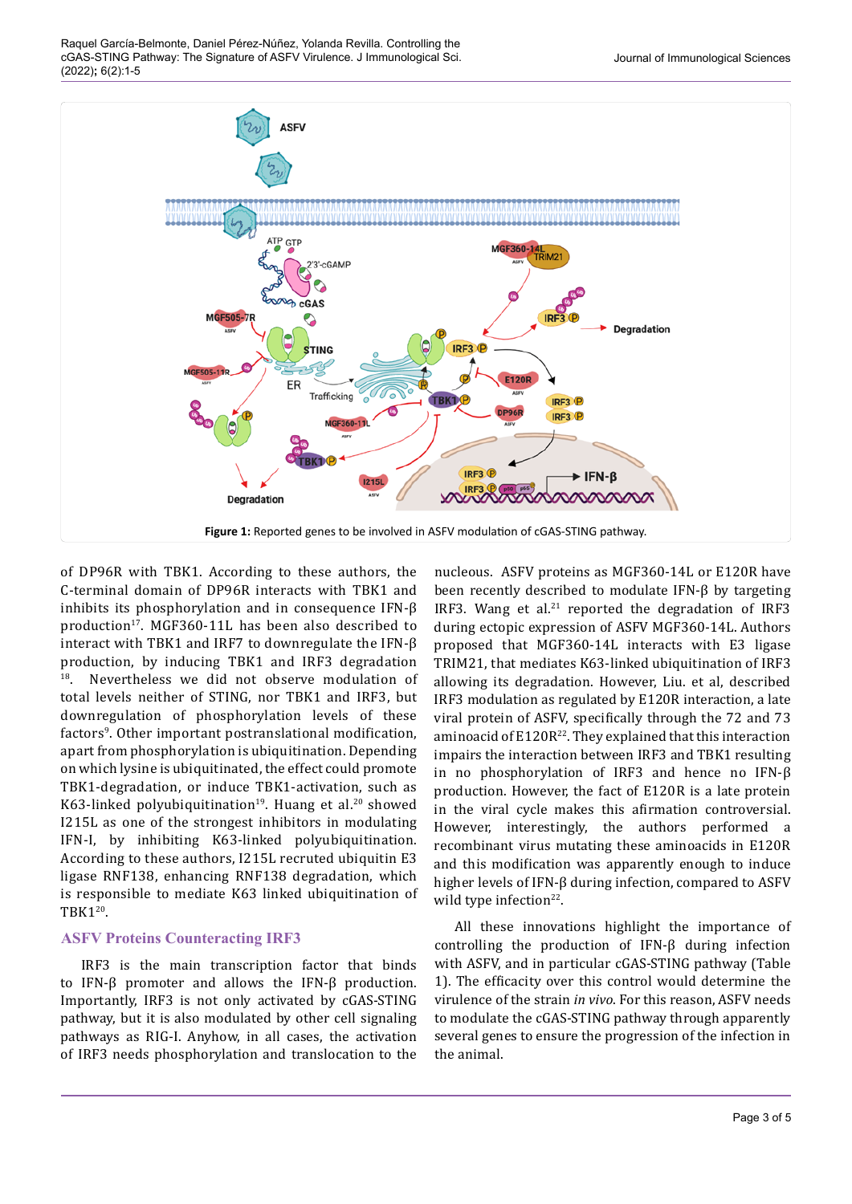Figure 1: Reported genes to be involved in ASFV modulation of cGAS-STING pathway.

of DP96R with TBK1. According to these authors, the C-terminal domain of DP96R interacts with TBK1 and inhibits its phosphorylation and in consequence IFN-β production[17]. MGF360-11L has been also described to interact with TBK1 and IRF7 to downregulate the IFN-β production, by inducing TBK1 and IRF3 degradation [18]. Nevertheless we did not observe modulation of total levels neither of STING, nor TBK1 and IRF3, but downregulation of phosphorylation levels of these factors[9]. Other important postranslational modification, apart from phosphorylation is ubiquitination. Depending on which lysine is ubiquitinated, the effect could promote TBK1-degradation, or induce TBK1-activation, such as K63-linked polyubiquitination[19]. Huang et al.[20] showed I215L as one of the strongest inhibitors in modulating IFN-I, by inhibiting K63-linked polyubiquitination. According to these authors, I215L recruted ubiquitin E3 ligase RNF138, enhancing RNF138 degradation, which is responsible to mediate K63 linked ubiquitination of TBK1[20].

## ASFV Proteins Counteracting IRF3

IRF3 is the main transcription factor that binds to IFN-β promoter and allows the IFN-β production. Importantly, IRF3 is not only activated by cGAS-STING pathway, but it is also modulated by other cell signaling pathways as RIG-I. Anyhow, in all cases, the activation of IRF3 needs phosphorylation and translocation to the nucleous. ASFV proteins as MGF360-14L or E120R have been recently described to modulate IFN-β by targeting IRF3. Wang et al.[21] reported the degradation of IRF3 during ectopic expression of ASFV MGF360-14L. Authors proposed that MGF360-14L interacts with E3 ligase TRIM21, that mediates K63-linked ubiquitination of IRF3 allowing its degradation. However, Liu. et al, described IRF3 modulation as regulated by E120R interaction, a late viral protein of ASFV, specifically through the 72 and 73 aminoacid of E120R[22]. They explained that this interaction impairs the interaction between IRF3 and TBK1 resulting in no phosphorylation of IRF3 and hence no IFN-β production. However, the fact of E120R is a late protein in the viral cycle makes this afirmation controversial. However, interestingly, the authors performed a recombinant virus mutating these aminoacids in E120R and this modification was apparently enough to induce higher levels of IFN-β during infection, compared to ASFV wild type infection[22].

All these innovations highlight the importance of controlling the production of IFN-β during infection with ASFV, and in particular cGAS-STING pathway (Table 1). The efficacy over this control would determine the virulence of the strain *in vivo*. For this reason, ASFV needs to modulate the cGAS-STING pathway through apparently several genes to ensure the progression of the infection in the animal.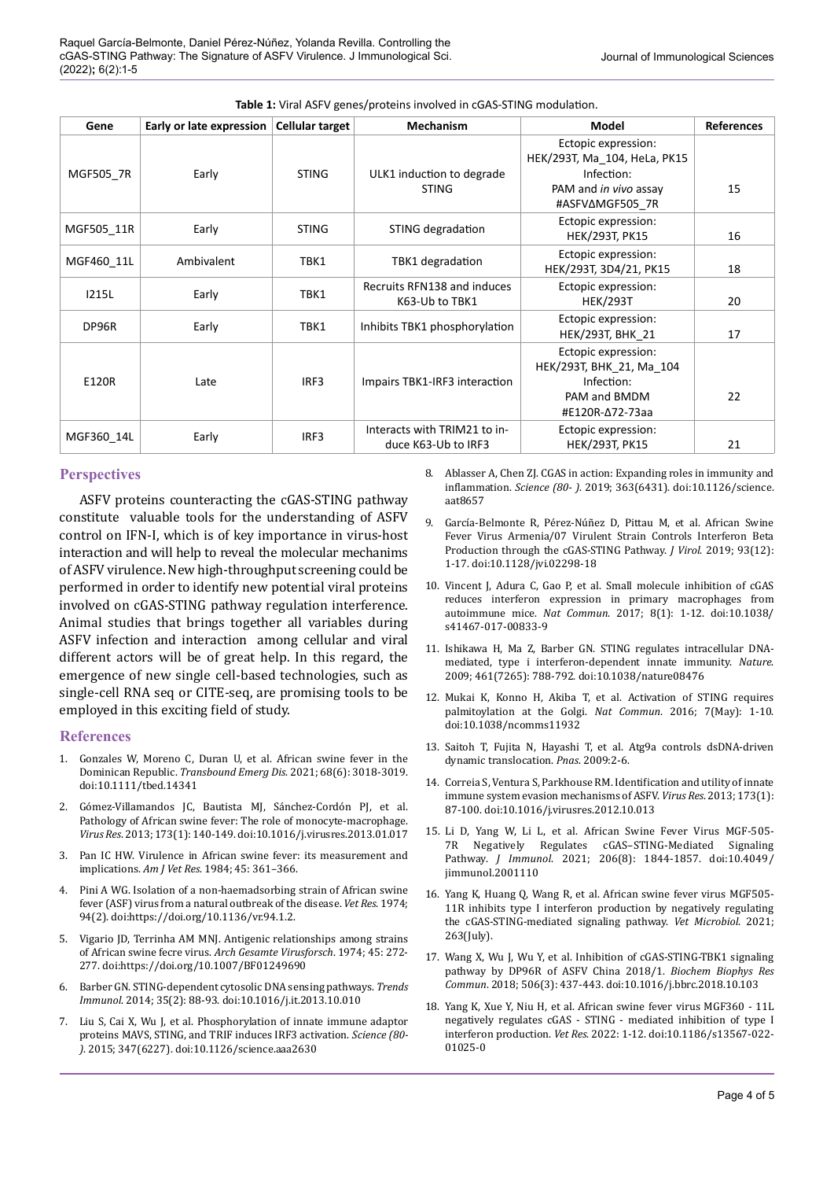**Table 1:** Viral ASFV genes/proteins involved in cGAS-STING modulation.

| Gene | Early or late expression | Cellular target | Mechanism | Model | References |
|---|---|---|---|---|---|
| MGF505_7R | Early | STING | ULK1 induction to degrade STING | Ectopic expression: HEK/293T, Ma_104, HeLa, PK15 Infection: PAM and *in vivo* assay #ASFVΔMGF505_7R | 15 |
| MGF505_11R | Early | STING | STING degradation | Ectopic expression: HEK/293T, PK15 | 16 |
| MGF460_11L | Ambivalent | TBK1 | TBK1 degradation | Ectopic expression: HEK/293T, 3D4/21, PK15 | 18 |
| I215L | Early | TBK1 | Recruits RFN138 and induces K63-Ub to TBK1 | Ectopic expression: HEK/293T | 20 |
| DP96R | Early | TBK1 | Inhibits TBK1 phosphorylation | Ectopic expression: HEK/293T, BHK_21 | 17 |
| E120R | Late | IRF3 | Impairs TBK1-IRF3 interaction | Ectopic expression: HEK/293T, BHK_21, Ma_104 Infection: PAM and BMDM #E120R-Δ72-73aa | 22 |
| MGF360_14L | Early | IRF3 | Interacts with TRIM21 to induce K63-Ub to IRF3 | Ectopic expression: HEK/293T, PK15 | 21 |

## Perspectives

ASFV proteins counteracting the cGAS-STING pathway constitute valuable tools for the understanding of ASFV control on IFN-I, which is of key importance in virus-host interaction and will help to reveal the molecular mechanims of ASFV virulence. New high-throughput screening could be performed in order to identify new potential viral proteins involved on cGAS-STING pathway regulation interference. Animal studies that brings together all variables during ASFV infection and interaction among cellular and viral different actors will be of great help. In this regard, the emergence of new single cell-based technologies, such as single-cell RNA seq or CITE-seq, are promising tools to be employed in this exciting field of study.

## References

1. Gonzales W, Moreno C, Duran U, et al. African swine fever in the Dominican Republic. *Transbound Emerg Dis*. 2021; 68(6): 3018-3019. doi:10.1111/tbed.14341
2. Gómez-Villamandos JC, Bautista MJ, Sánchez-Cordón PJ, et al. Pathology of African swine fever: The role of monocyte-macrophage. *Virus Res*. 2013; 173(1): 140-149. doi:10.1016/j.virusres.2013.01.017
3. Pan IC HW. Virulence in African swine fever: its measurement and implications. *Am J Vet Res*. 1984; 45: 361–366.
4. Pini A WG. Isolation of a non-haemadsorbing strain of African swine fever (ASF) virus from a natural outbreak of the disease. *Vet Res*. 1974; 94(2). doi:https://doi.org/10.1136/vr.94.1.2.
5. Vigario JD, Terrinha AM MNJ. Antigenic relationships among strains of African swine fecre virus. *Arch Gesamte Virusforsch*. 1974; 45: 272-277. doi:https://doi.org/10.1007/BF01249690
6. Barber GN. STING-dependent cytosolic DNA sensing pathways. *Trends Immunol*. 2014; 35(2): 88-93. doi:10.1016/j.it.2013.10.010
7. Liu S, Cai X, Wu J, et al. Phosphorylation of innate immune adaptor proteins MAVS, STING, and TRIF induces IRF3 activation. *Science (80- )*. 2015; 347(6227). doi:10.1126/science.aaa2630
8. Ablasser A, Chen ZJ. CGAS in action: Expanding roles in immunity and inflammation. *Science (80- )*. 2019; 363(6431). doi:10.1126/science.aat8657
9. García-Belmonte R, Pérez-Núñez D, Pittau M, et al. African Swine Fever Virus Armenia/07 Virulent Strain Controls Interferon Beta Production through the cGAS-STING Pathway. *J Virol*. 2019; 93(12): 1-17. doi:10.1128/jvi.02298-18
10. Vincent J, Adura C, Gao P, et al. Small molecule inhibition of cGAS reduces interferon expression in primary macrophages from autoimmune mice. *Nat Commun*. 2017; 8(1): 1-12. doi:10.1038/s41467-017-00833-9
11. Ishikawa H, Ma Z, Barber GN. STING regulates intracellular DNA-mediated, type i interferon-dependent innate immunity. *Nature*. 2009; 461(7265): 788-792. doi:10.1038/nature08476
12. Mukai K, Konno H, Akiba T, et al. Activation of STING requires palmitoylation at the Golgi. *Nat Commun*. 2016; 7(May): 1-10. doi:10.1038/ncomms11932
13. Saitoh T, Fujita N, Hayashi T, et al. Atg9a controls dsDNA-driven dynamic translocation. *Pnas*. 2009:2-6.
14. Correia S, Ventura S, Parkhouse RM. Identification and utility of innate immune system evasion mechanisms of ASFV. *Virus Res*. 2013; 173(1): 87-100. doi:10.1016/j.virusres.2012.10.013
15. Li D, Yang W, Li L, et al. African Swine Fever Virus MGF-505-7R Negatively Regulates cGAS–STING-Mediated Signaling Pathway. *J Immunol*. 2021; 206(8): 1844-1857. doi:10.4049/jimmunol.2001110
16. Yang K, Huang Q, Wang R, et al. African swine fever virus MGF505-11R inhibits type I interferon production by negatively regulating the cGAS-STING-mediated signaling pathway. *Vet Microbiol*. 2021; 263(July).
17. Wang X, Wu J, Wu Y, et al. Inhibition of cGAS-STING-TBK1 signaling pathway by DP96R of ASFV China 2018/1. *Biochem Biophys Res Commun*. 2018; 506(3): 437-443. doi:10.1016/j.bbrc.2018.10.103
18. Yang K, Xue Y, Niu H, et al. African swine fever virus MGF360 - 11L negatively regulates cGAS - STING - mediated inhibition of type I interferon production. *Vet Res*. 2022: 1-12. doi:10.1186/s13567-022-01025-0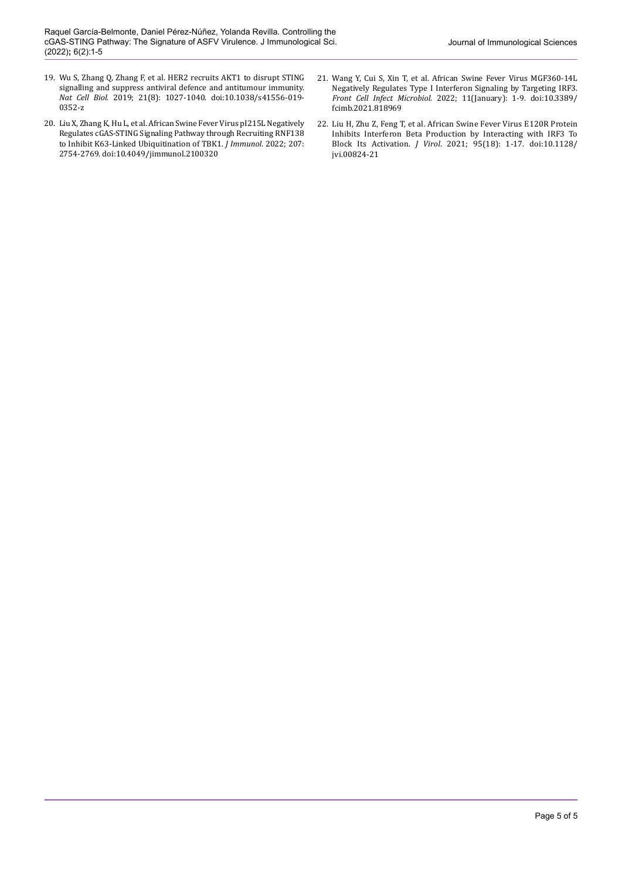19. Wu S, Zhang Q, Zhang F, et al. HER2 recruits AKT1 to disrupt STING signalling and suppress antiviral defence and antitumour immunity. *Nat Cell Biol*. 2019; 21(8): 1027-1040. doi:10.1038/s41556-019-0352-z

20. Liu X, Zhang K, Hu L, et al. African Swine Fever Virus pI215L Negatively Regulates cGAS-STING Signaling Pathway through Recruiting RNF138 to Inhibit K63-Linked Ubiquitination of TBK1. *J Immunol*. 2022; 207: 2754-2769. doi:10.4049/jimmunol.2100320

21. Wang Y, Cui S, Xin T, et al. African Swine Fever Virus MGF360-14L Negatively Regulates Type I Interferon Signaling by Targeting IRF3. *Front Cell Infect Microbiol*. 2022; 11(January): 1-9. doi:10.3389/fcimb.2021.818969

22. Liu H, Zhu Z, Feng T, et al. African Swine Fever Virus E120R Protein Inhibits Interferon Beta Production by Interacting with IRF3 To Block Its Activation. *J Virol*. 2021; 95(18): 1-17. doi:10.1128/jvi.00824-21